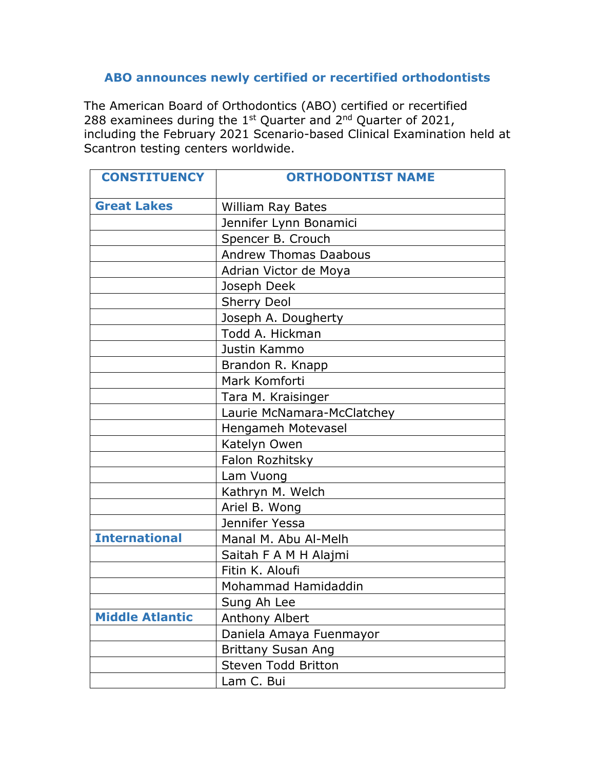## ABO announces newly certified or recertified orthodontists

The American Board of Orthodontics (ABO) certified or recertified 288 examinees during the 1st Quarter and 2nd Quarter of 2021, including the February 2021 Scenario-based Clinical Examination held at Scantron testing centers worldwide.

| CONSTITUENCY | ORTHODONTIST NAME |
|---|---|
| **Great Lakes** | William Ray Bates |
| | Jennifer Lynn Bonamici |
| | Spencer B. Crouch |
| | Andrew Thomas Daabous |
| | Adrian Victor de Moya |
| | Joseph Deek |
| | Sherry Deol |
| | Joseph A. Dougherty |
| | Todd A. Hickman |
| | Justin Kammo |
| | Brandon R. Knapp |
| | Mark Komforti |
| | Tara M. Kraisinger |
| | Laurie McNamara-McClatchey |
| | Hengameh Motevasel |
| | Katelyn Owen |
| | Falon Rozhitsky |
| | Lam Vuong |
| | Kathryn M. Welch |
| | Ariel B. Wong |
| | Jennifer Yessa |
| **International** | Manal M. Abu Al-Melh |
| | Saitah F A M H Alajmi |
| | Fitin K. Aloufi |
| | Mohammad Hamidaddin |
| | Sung Ah Lee |
| **Middle Atlantic** | Anthony Albert |
| | Daniela Amaya Fuenmayor |
| | Brittany Susan Ang |
| | Steven Todd Britton |
| | Lam C. Bui |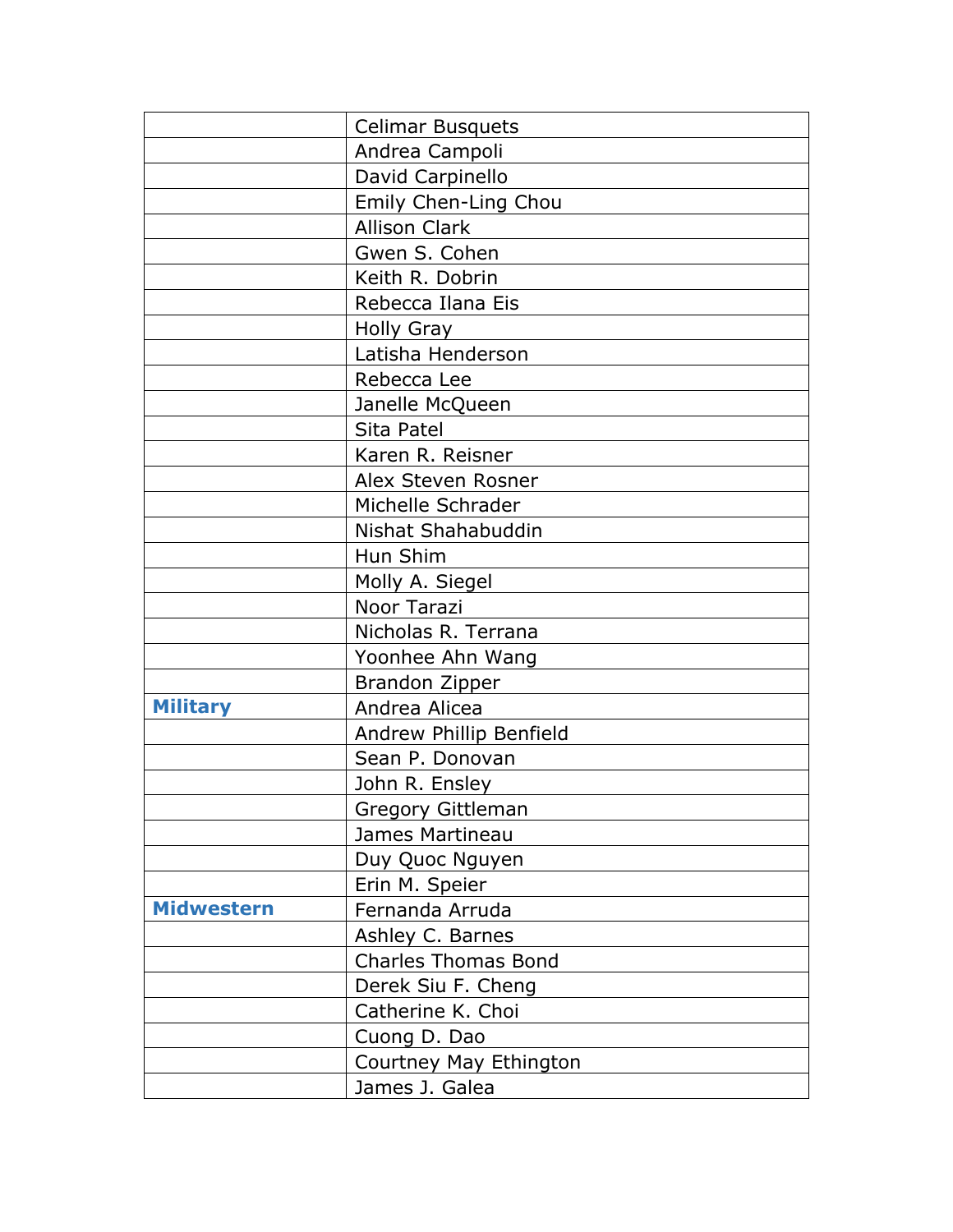| | |
|---|---|
| | Celimar Busquets |
| | Andrea Campoli |
| | David Carpinello |
| | Emily Chen-Ling Chou |
| | Allison Clark |
| | Gwen S. Cohen |
| | Keith R. Dobrin |
| | Rebecca Ilana Eis |
| | Holly Gray |
| | Latisha Henderson |
| | Rebecca Lee |
| | Janelle McQueen |
| | Sita Patel |
| | Karen R. Reisner |
| | Alex Steven Rosner |
| | Michelle Schrader |
| | Nishat Shahabuddin |
| | Hun Shim |
| | Molly A. Siegel |
| | Noor Tarazi |
| | Nicholas R. Terrana |
| | Yoonhee Ahn Wang |
| | Brandon Zipper |
| **Military** | Andrea Alicea |
| | Andrew Phillip Benfield |
| | Sean P. Donovan |
| | John R. Ensley |
| | Gregory Gittleman |
| | James Martineau |
| | Duy Quoc Nguyen |
| | Erin M. Speier |
| **Midwestern** | Fernanda Arruda |
| | Ashley C. Barnes |
| | Charles Thomas Bond |
| | Derek Siu F. Cheng |
| | Catherine K. Choi |
| | Cuong D. Dao |
| | Courtney May Ethington |
| | James J. Galea |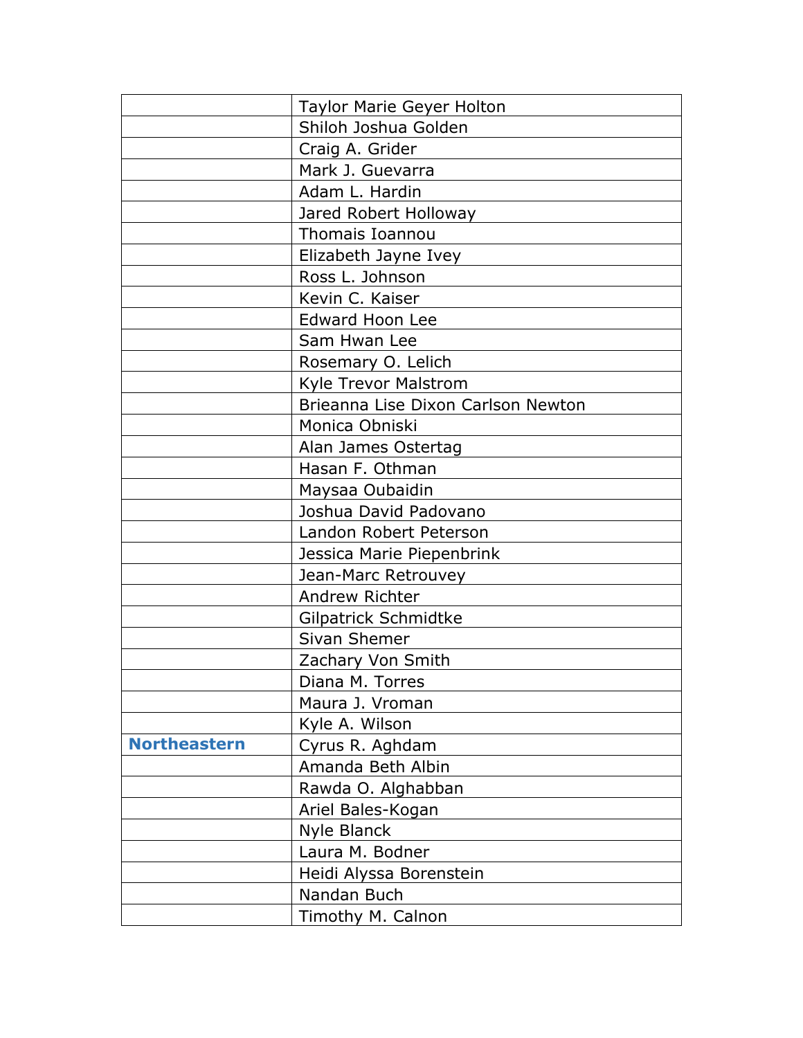| | |
|---|---|
| | Taylor Marie Geyer Holton |
| | Shiloh Joshua Golden |
| | Craig A. Grider |
| | Mark J. Guevarra |
| | Adam L. Hardin |
| | Jared Robert Holloway |
| | Thomais Ioannou |
| | Elizabeth Jayne Ivey |
| | Ross L. Johnson |
| | Kevin C. Kaiser |
| | Edward Hoon Lee |
| | Sam Hwan Lee |
| | Rosemary O. Lelich |
| | Kyle Trevor Malstrom |
| | Brieanna Lise Dixon Carlson Newton |
| | Monica Obniski |
| | Alan James Ostertag |
| | Hasan F. Othman |
| | Maysaa Oubaidin |
| | Joshua David Padovano |
| | Landon Robert Peterson |
| | Jessica Marie Piepenbrink |
| | Jean-Marc Retrouvey |
| | Andrew Richter |
| | Gilpatrick Schmidtke |
| | Sivan Shemer |
| | Zachary Von Smith |
| | Diana M. Torres |
| | Maura J. Vroman |
| | Kyle A. Wilson |
| **Northeastern** | Cyrus R. Aghdam |
| | Amanda Beth Albin |
| | Rawda O. Alghabban |
| | Ariel Bales-Kogan |
| | Nyle Blanck |
| | Laura M. Bodner |
| | Heidi Alyssa Borenstein |
| | Nandan Buch |
| | Timothy M. Calnon |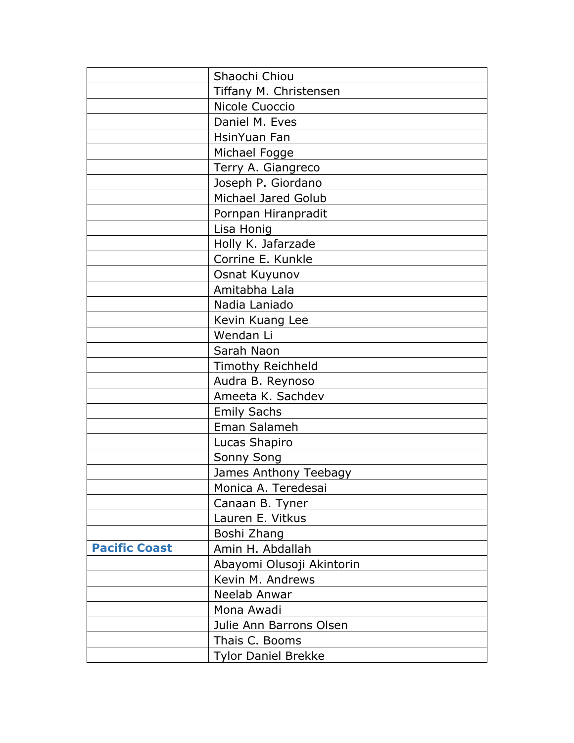| | |
|---|---|
| | Shaochi Chiou |
| | Tiffany M. Christensen |
| | Nicole Cuoccio |
| | Daniel M. Eves |
| | HsinYuan Fan |
| | Michael Fogge |
| | Terry A. Giangreco |
| | Joseph P. Giordano |
| | Michael Jared Golub |
| | Pornpan Hiranpradit |
| | Lisa Honig |
| | Holly K. Jafarzade |
| | Corrine E. Kunkle |
| | Osnat Kuyunov |
| | Amitabha Lala |
| | Nadia Laniado |
| | Kevin Kuang Lee |
| | Wendan Li |
| | Sarah Naon |
| | Timothy Reichheld |
| | Audra B. Reynoso |
| | Ameeta K. Sachdev |
| | Emily Sachs |
| | Eman Salameh |
| | Lucas Shapiro |
| | Sonny Song |
| | James Anthony Teebagy |
| | Monica A. Teredesai |
| | Canaan B. Tyner |
| | Lauren E. Vitkus |
| | Boshi Zhang |
| **Pacific Coast** | Amin H. Abdallah |
| | Abayomi Olusoji Akintorin |
| | Kevin M. Andrews |
| | Neelab Anwar |
| | Mona Awadi |
| | Julie Ann Barrons Olsen |
| | Thais C. Booms |
| | Tylor Daniel Brekke |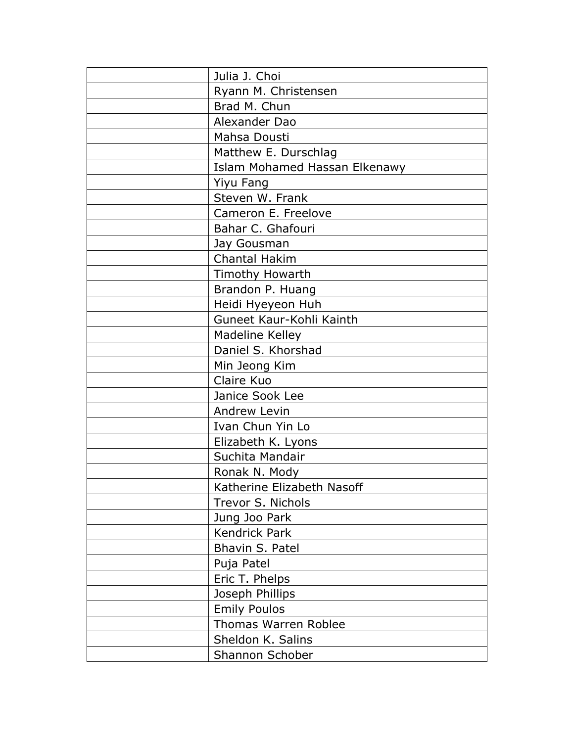| | |
|---|---|
| | Julia J. Choi |
| | Ryann M. Christensen |
| | Brad M. Chun |
| | Alexander Dao |
| | Mahsa Dousti |
| | Matthew E. Durschlag |
| | Islam Mohamed Hassan Elkenawy |
| | Yiyu Fang |
| | Steven W. Frank |
| | Cameron E. Freelove |
| | Bahar C. Ghafouri |
| | Jay Gousman |
| | Chantal Hakim |
| | Timothy Howarth |
| | Brandon P. Huang |
| | Heidi Hyeyeon Huh |
| | Guneet Kaur-Kohli Kainth |
| | Madeline Kelley |
| | Daniel S. Khorshad |
| | Min Jeong Kim |
| | Claire Kuo |
| | Janice Sook Lee |
| | Andrew Levin |
| | Ivan Chun Yin Lo |
| | Elizabeth K. Lyons |
| | Suchita Mandair |
| | Ronak N. Mody |
| | Katherine Elizabeth Nasoff |
| | Trevor S. Nichols |
| | Jung Joo Park |
| | Kendrick Park |
| | Bhavin S. Patel |
| | Puja Patel |
| | Eric T. Phelps |
| | Joseph Phillips |
| | Emily Poulos |
| | Thomas Warren Roblee |
| | Sheldon K. Salins |
| | Shannon Schober |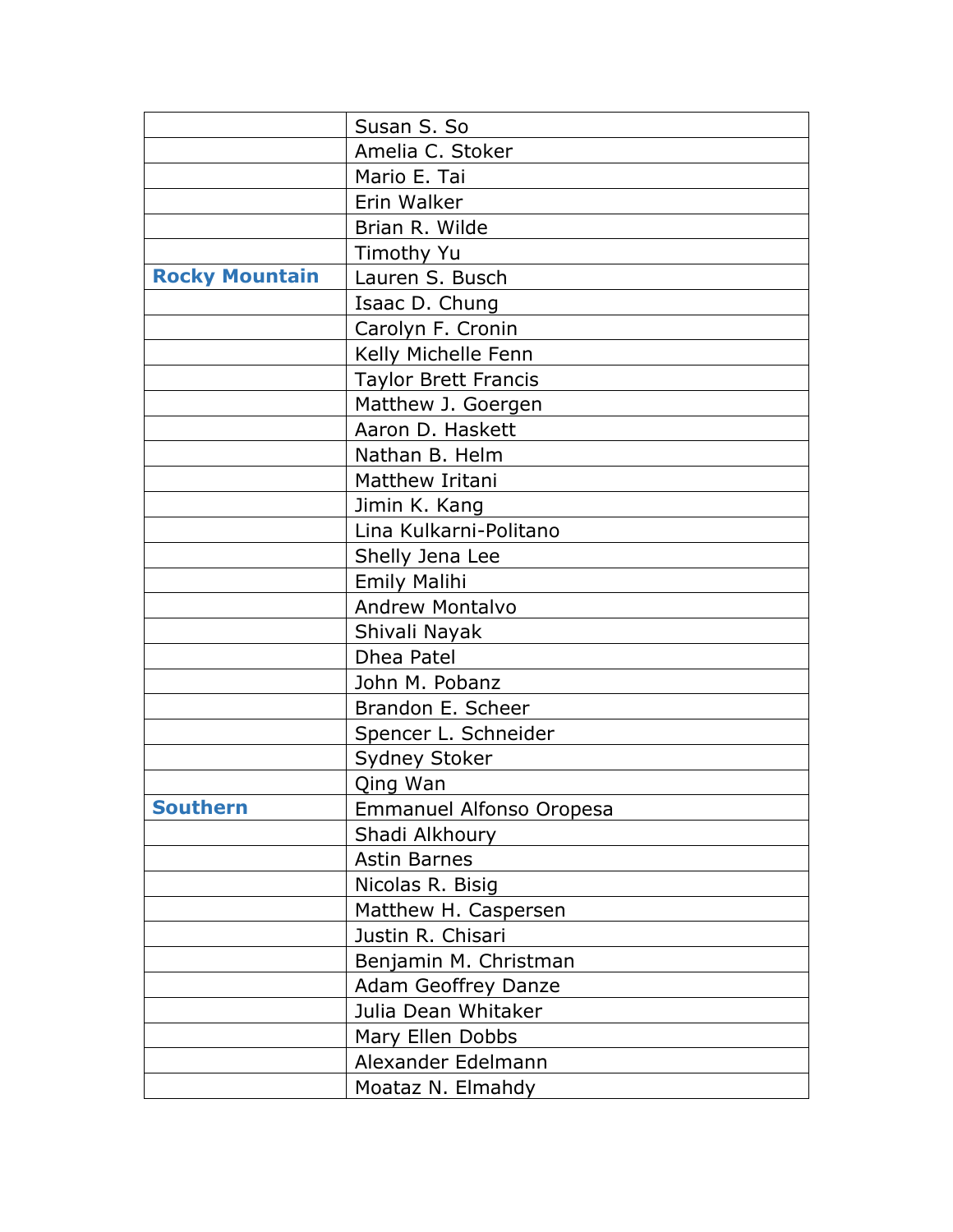| | |
|---|---|
| | Susan S. So |
| | Amelia C. Stoker |
| | Mario E. Tai |
| | Erin Walker |
| | Brian R. Wilde |
| | Timothy Yu |
| **Rocky Mountain** | Lauren S. Busch |
| | Isaac D. Chung |
| | Carolyn F. Cronin |
| | Kelly Michelle Fenn |
| | Taylor Brett Francis |
| | Matthew J. Goergen |
| | Aaron D. Haskett |
| | Nathan B. Helm |
| | Matthew Iritani |
| | Jimin K. Kang |
| | Lina Kulkarni-Politano |
| | Shelly Jena Lee |
| | Emily Malihi |
| | Andrew Montalvo |
| | Shivali Nayak |
| | Dhea Patel |
| | John M. Pobanz |
| | Brandon E. Scheer |
| | Spencer L. Schneider |
| | Sydney Stoker |
| | Qing Wan |
| **Southern** | Emmanuel Alfonso Oropesa |
| | Shadi Alkhoury |
| | Astin Barnes |
| | Nicolas R. Bisig |
| | Matthew H. Caspersen |
| | Justin R. Chisari |
| | Benjamin M. Christman |
| | Adam Geoffrey Danze |
| | Julia Dean Whitaker |
| | Mary Ellen Dobbs |
| | Alexander Edelmann |
| | Moataz N. Elmahdy |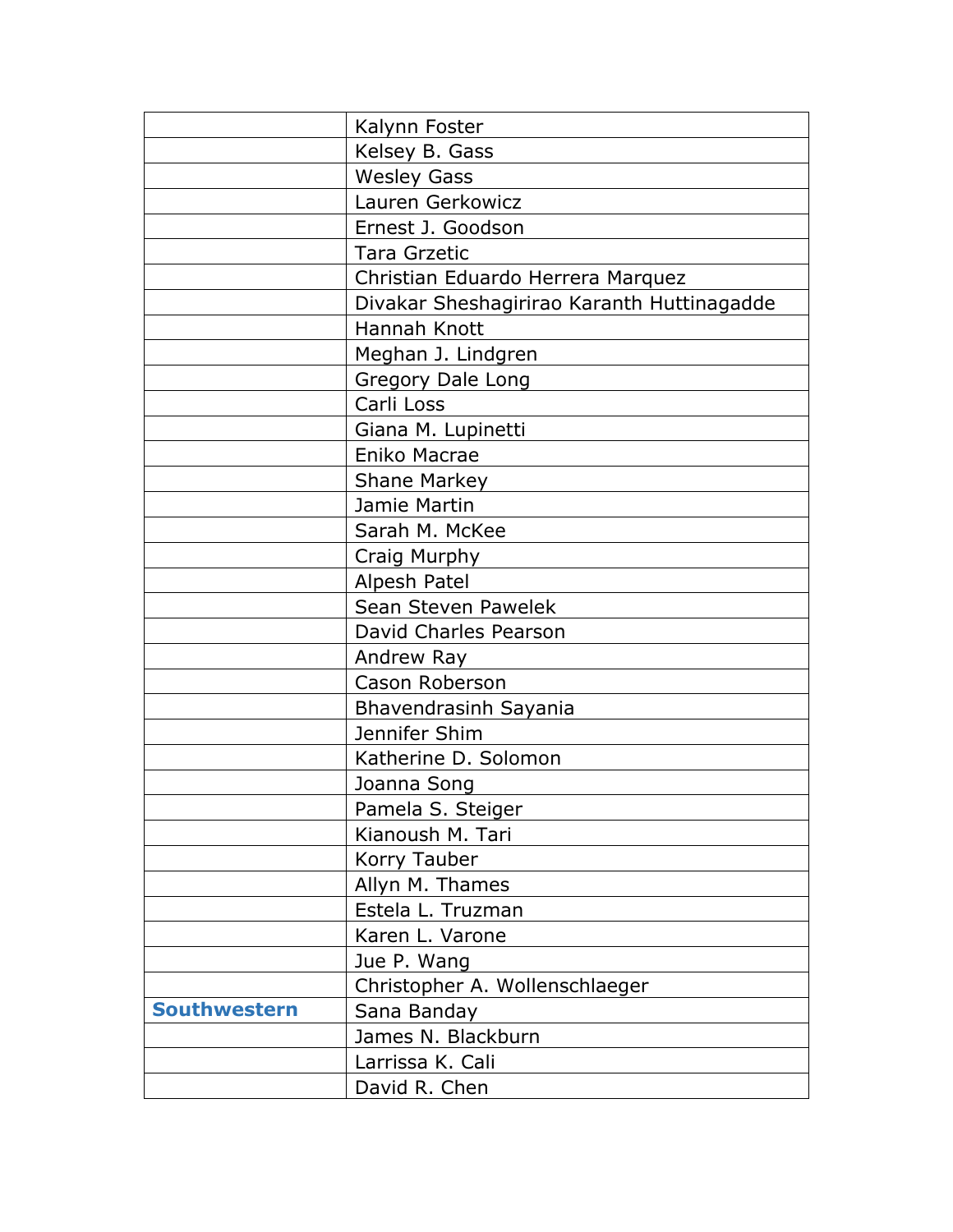| | |
|---|---|
| | Kalynn Foster |
| | Kelsey B. Gass |
| | Wesley Gass |
| | Lauren Gerkowicz |
| | Ernest J. Goodson |
| | Tara Grzetic |
| | Christian Eduardo Herrera Marquez |
| | Divakar Sheshagirirao Karanth Huttinagadde |
| | Hannah Knott |
| | Meghan J. Lindgren |
| | Gregory Dale Long |
| | Carli Loss |
| | Giana M. Lupinetti |
| | Eniko Macrae |
| | Shane Markey |
| | Jamie Martin |
| | Sarah M. McKee |
| | Craig Murphy |
| | Alpesh Patel |
| | Sean Steven Pawelek |
| | David Charles Pearson |
| | Andrew Ray |
| | Cason Roberson |
| | Bhavendrasinh Sayania |
| | Jennifer Shim |
| | Katherine D. Solomon |
| | Joanna Song |
| | Pamela S. Steiger |
| | Kianoush M. Tari |
| | Korry Tauber |
| | Allyn M. Thames |
| | Estela L. Truzman |
| | Karen L. Varone |
| | Jue P. Wang |
| | Christopher A. Wollenschlaeger |
| **Southwestern** | Sana Banday |
| | James N. Blackburn |
| | Larrissa K. Cali |
| | David R. Chen |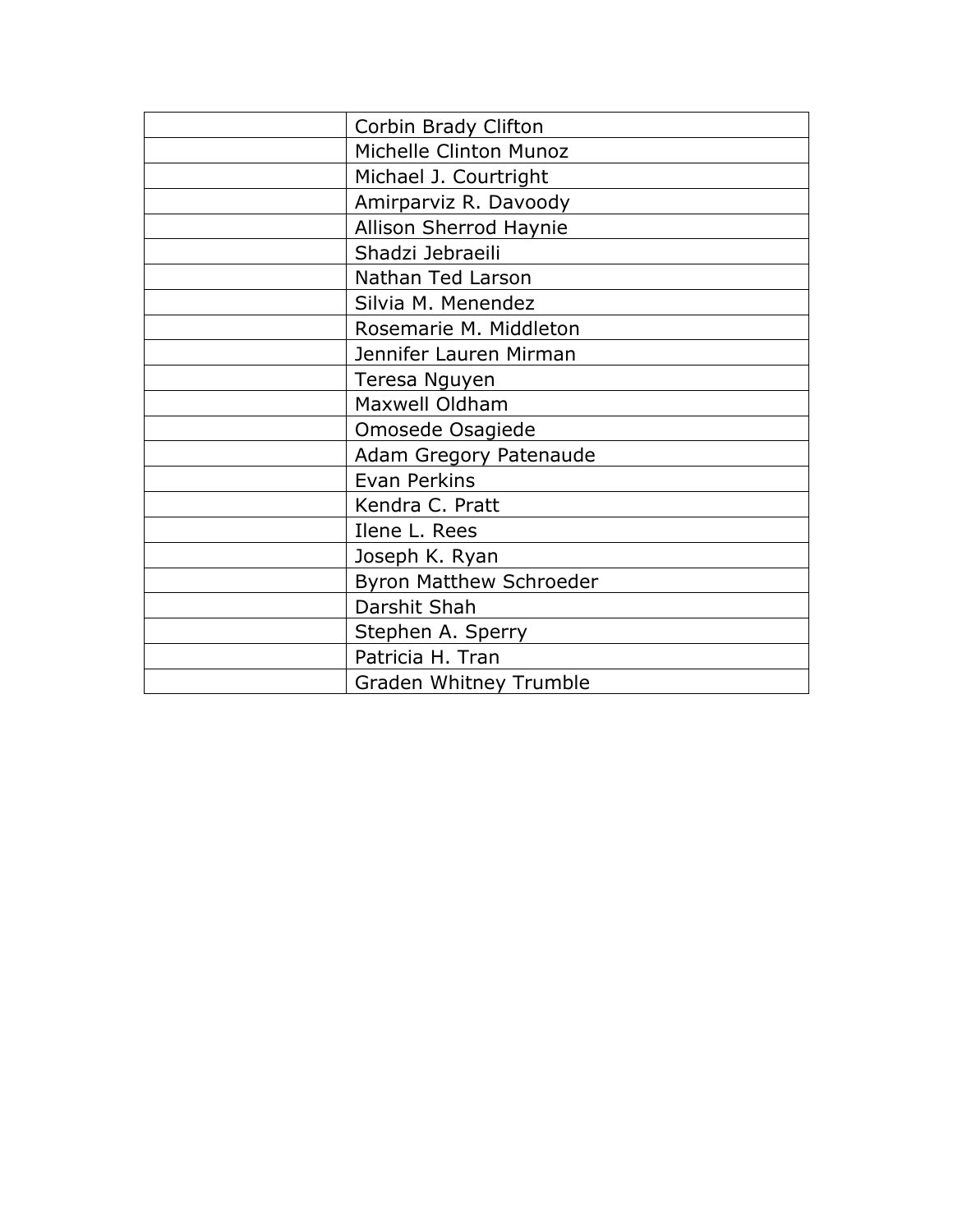| | |
|---|---|
| | Corbin Brady Clifton |
| | Michelle Clinton Munoz |
| | Michael J. Courtright |
| | Amirparviz R. Davoody |
| | Allison Sherrod Haynie |
| | Shadzi Jebraeili |
| | Nathan Ted Larson |
| | Silvia M. Menendez |
| | Rosemarie M. Middleton |
| | Jennifer Lauren Mirman |
| | Teresa Nguyen |
| | Maxwell Oldham |
| | Omosede Osagiede |
| | Adam Gregory Patenaude |
| | Evan Perkins |
| | Kendra C. Pratt |
| | Ilene L. Rees |
| | Joseph K. Ryan |
| | Byron Matthew Schroeder |
| | Darshit Shah |
| | Stephen A. Sperry |
| | Patricia H. Tran |
| | Graden Whitney Trumble |